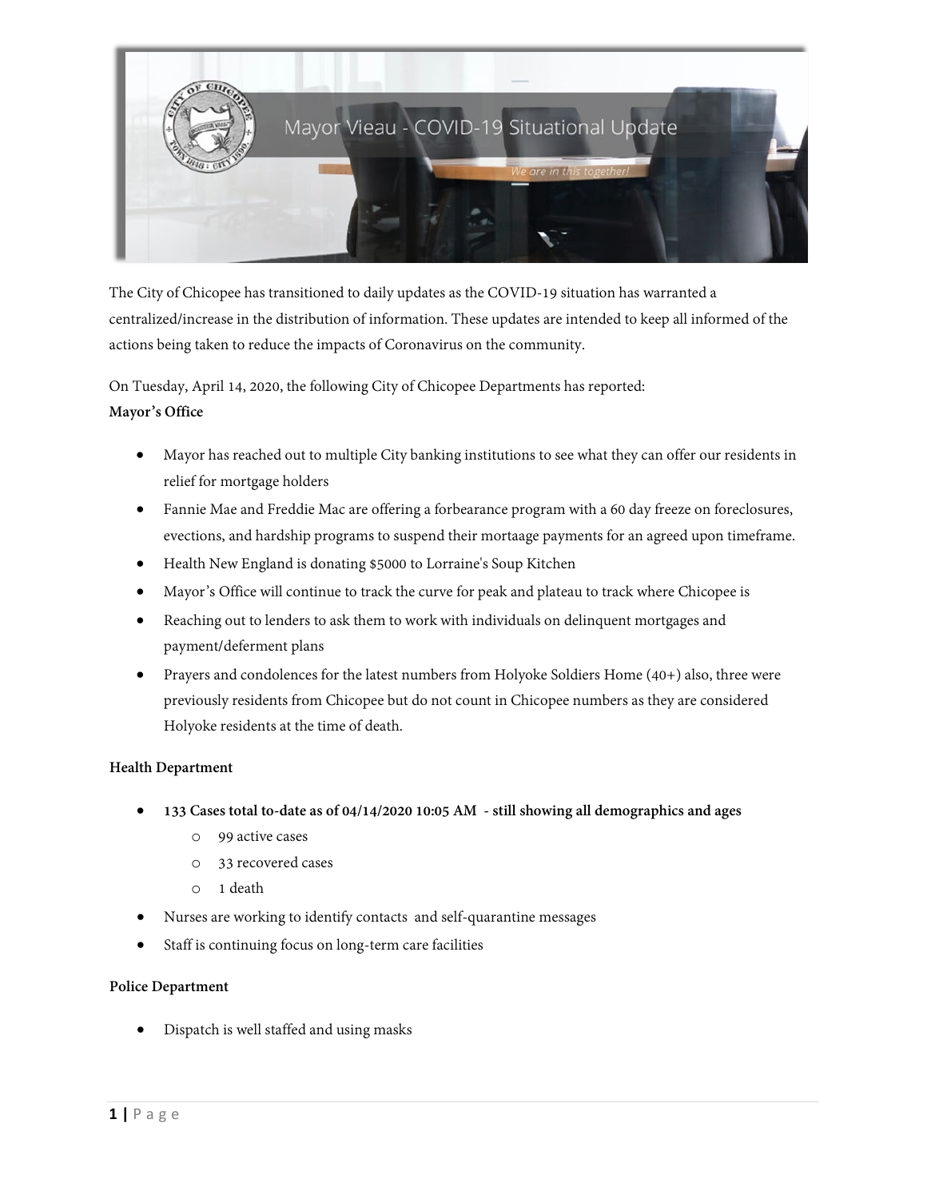# Mayor Vieau - COVID-19 Situational Update

*We are in this together!*

The City of Chicopee has transitioned to daily updates as the COVID-19 situation has warranted a centralized/increase in the distribution of information. These updates are intended to keep all informed of the actions being taken to reduce the impacts of Coronavirus on the community.

On Tuesday, April 14, 2020, the following City of Chicopee Departments has reported:

**Mayor's Office**

- Mayor has reached out to multiple City banking institutions to see what they can offer our residents in relief for mortgage holders
- Fannie Mae and Freddie Mac are offering a forbearance program with a 60 day freeze on foreclosures, evections, and hardship programs to suspend their mortaage payments for an agreed upon timeframe.
- Health New England is donating $5000 to Lorraine's Soup Kitchen
- Mayor's Office will continue to track the curve for peak and plateau to track where Chicopee is
- Reaching out to lenders to ask them to work with individuals on delinquent mortgages and payment/deferment plans
- Prayers and condolences for the latest numbers from Holyoke Soldiers Home (40+) also, three were previously residents from Chicopee but do not count in Chicopee numbers as they are considered Holyoke residents at the time of death.

**Health Department**

- **133 Cases total to-date as of 04/14/2020 10:05 AM - still showing all demographics and ages**
  - 99 active cases
  - 33 recovered cases
  - 1 death
- Nurses are working to identify contacts and self-quarantine messages
- Staff is continuing focus on long-term care facilities

**Police Department**

- Dispatch is well staffed and using masks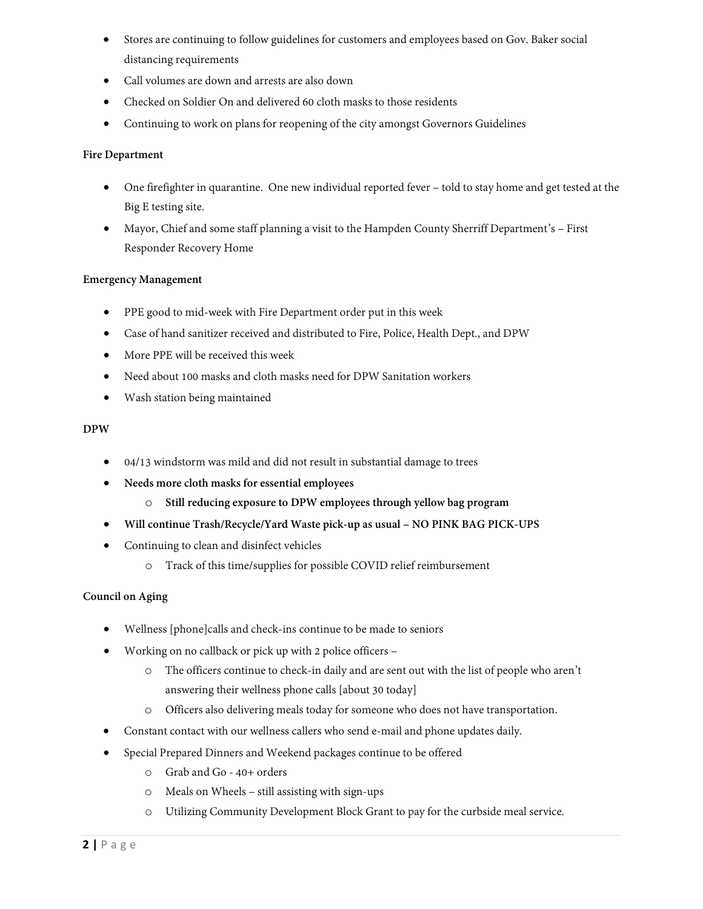- Stores are continuing to follow guidelines for customers and employees based on Gov. Baker social distancing requirements
- Call volumes are down and arrests are also down
- Checked on Soldier On and delivered 60 cloth masks to those residents
- Continuing to work on plans for reopening of the city amongst Governors Guidelines

**Fire Department**

- One firefighter in quarantine. One new individual reported fever – told to stay home and get tested at the Big E testing site.
- Mayor, Chief and some staff planning a visit to the Hampden County Sherriff Department's – First Responder Recovery Home

**Emergency Management**

- PPE good to mid-week with Fire Department order put in this week
- Case of hand sanitizer received and distributed to Fire, Police, Health Dept., and DPW
- More PPE will be received this week
- Need about 100 masks and cloth masks need for DPW Sanitation workers
- Wash station being maintained

**DPW**

- 04/13 windstorm was mild and did not result in substantial damage to trees
- **Needs more cloth masks for essential employees**
  - **Still reducing exposure to DPW employees through yellow bag program**
- **Will continue Trash/Recycle/Yard Waste pick-up as usual – NO PINK BAG PICK-UPS**
- Continuing to clean and disinfect vehicles
  - Track of this time/supplies for possible COVID relief reimbursement

**Council on Aging**

- Wellness [phone]calls and check-ins continue to be made to seniors
- Working on no callback or pick up with 2 police officers –
  - The officers continue to check-in daily and are sent out with the list of people who aren't answering their wellness phone calls [about 30 today]
  - Officers also delivering meals today for someone who does not have transportation.
- Constant contact with our wellness callers who send e-mail and phone updates daily.
- Special Prepared Dinners and Weekend packages continue to be offered
  - Grab and Go - 40+ orders
  - Meals on Wheels – still assisting with sign-ups
  - Utilizing Community Development Block Grant to pay for the curbside meal service.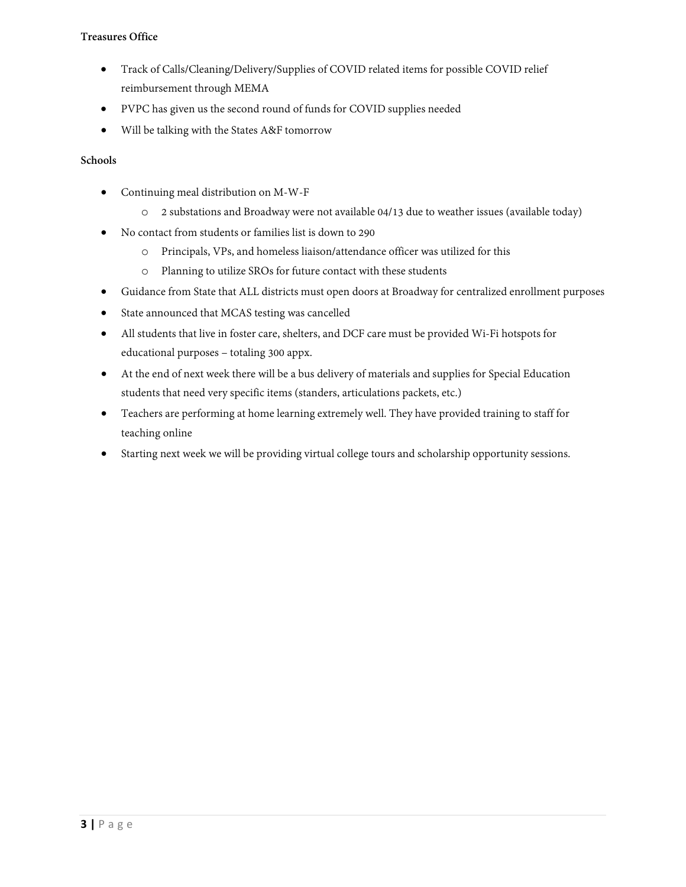**Treasures Office**

- Track of Calls/Cleaning/Delivery/Supplies of COVID related items for possible COVID relief reimbursement through MEMA
- PVPC has given us the second round of funds for COVID supplies needed
- Will be talking with the States A&F tomorrow

**Schools**

- Continuing meal distribution on M-W-F
  - 2 substations and Broadway were not available 04/13 due to weather issues (available today)
- No contact from students or families list is down to 290
  - Principals, VPs, and homeless liaison/attendance officer was utilized for this
  - Planning to utilize SROs for future contact with these students
- Guidance from State that ALL districts must open doors at Broadway for centralized enrollment purposes
- State announced that MCAS testing was cancelled
- All students that live in foster care, shelters, and DCF care must be provided Wi-Fi hotspots for educational purposes – totaling 300 appx.
- At the end of next week there will be a bus delivery of materials and supplies for Special Education students that need very specific items (standers, articulations packets, etc.)
- Teachers are performing at home learning extremely well. They have provided training to staff for teaching online
- Starting next week we will be providing virtual college tours and scholarship opportunity sessions.